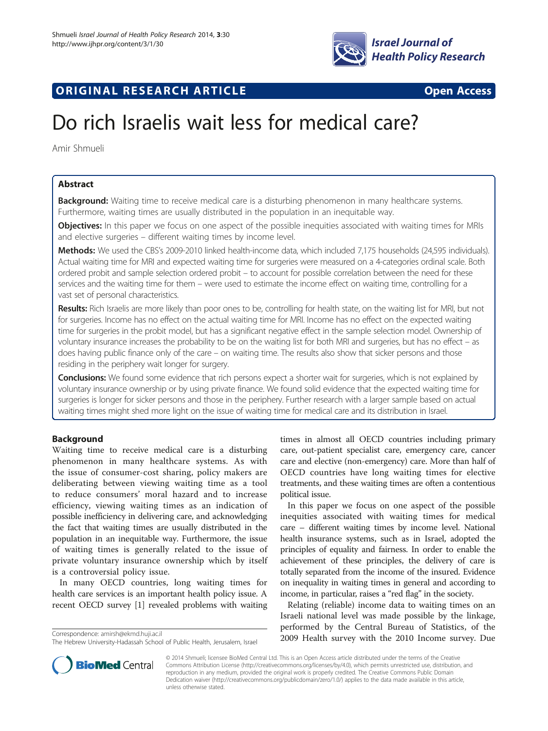ORIGINAL RESEARCH ARTICLE **Open Access**

# Do rich Israelis wait less for medical care?

Amir Shmueli

## Abstract

**Background:** Waiting time to receive medical care is a disturbing phenomenon in many healthcare systems. Furthermore, waiting times are usually distributed in the population in an inequitable way.

**Objectives:** In this paper we focus on one aspect of the possible inequities associated with waiting times for MRIs and elective surgeries – different waiting times by income level.

**Methods:** We used the CBS's 2009-2010 linked health-income data, which included 7,175 households (24,595 individuals). Actual waiting time for MRI and expected waiting time for surgeries were measured on a 4-categories ordinal scale. Both ordered probit and sample selection ordered probit – to account for possible correlation between the need for these services and the waiting time for them – were used to estimate the income effect on waiting time, controlling for a vast set of personal characteristics.

**Results:** Rich Israelis are more likely than poor ones to be, controlling for health state, on the waiting list for MRI, but not for surgeries. Income has no effect on the actual waiting time for MRI. Income has no effect on the expected waiting time for surgeries in the probit model, but has a significant negative effect in the sample selection model. Ownership of voluntary insurance increases the probability to be on the waiting list for both MRI and surgeries, but has no effect – as does having public finance only of the care – on waiting time. The results also show that sicker persons and those residing in the periphery wait longer for surgery.

**Conclusions:** We found some evidence that rich persons expect a shorter wait for surgeries, which is not explained by voluntary insurance ownership or by using private finance. We found solid evidence that the expected waiting time for surgeries is longer for sicker persons and those in the periphery. Further research with a larger sample based on actual waiting times might shed more light on the issue of waiting time for medical care and its distribution in Israel.

## Background

Waiting time to receive medical care is a disturbing phenomenon in many healthcare systems. As with the issue of consumer-cost sharing, policy makers are deliberating between viewing waiting time as a tool to reduce consumers' moral hazard and to increase efficiency, viewing waiting times as an indication of possible inefficiency in delivering care, and acknowledging the fact that waiting times are usually distributed in the population in an inequitable way. Furthermore, the issue of waiting times is generally related to the issue of private voluntary insurance ownership which by itself is a controversial policy issue.

In many OECD countries, long waiting times for health care services is an important health policy issue. A recent OECD survey [1] revealed problems with waiting times in almost all OECD countries including primary care, out-patient specialist care, emergency care, cancer care and elective (non-emergency) care. More than half of OECD countries have long waiting times for elective treatments, and these waiting times are often a contentious political issue.

In this paper we focus on one aspect of the possible inequities associated with waiting times for medical care – different waiting times by income level. National health insurance systems, such as in Israel, adopted the principles of equality and fairness. In order to enable the achievement of these principles, the delivery of care is totally separated from the income of the insured. Evidence on inequality in waiting times in general and according to income, in particular, raises a "red flag" in the society.

Relating (reliable) income data to waiting times on an Israeli national level was made possible by the linkage, performed by the Central Bureau of Statistics, of the 2009 Health survey with the 2010 Income survey. Due

Correspondence: amirsh@ekmd.huji.ac.il
The Hebrew University-Hadassah School of Public Health, Jerusalem, Israel

© 2014 Shmueli; licensee BioMed Central Ltd. This is an Open Access article distributed under the terms of the Creative Commons Attribution License (http://creativecommons.org/licenses/by/4.0), which permits unrestricted use, distribution, and reproduction in any medium, provided the original work is properly credited. The Creative Commons Public Domain Dedication waiver (http://creativecommons.org/publicdomain/zero/1.0/) applies to the data made available in this article, unless otherwise stated.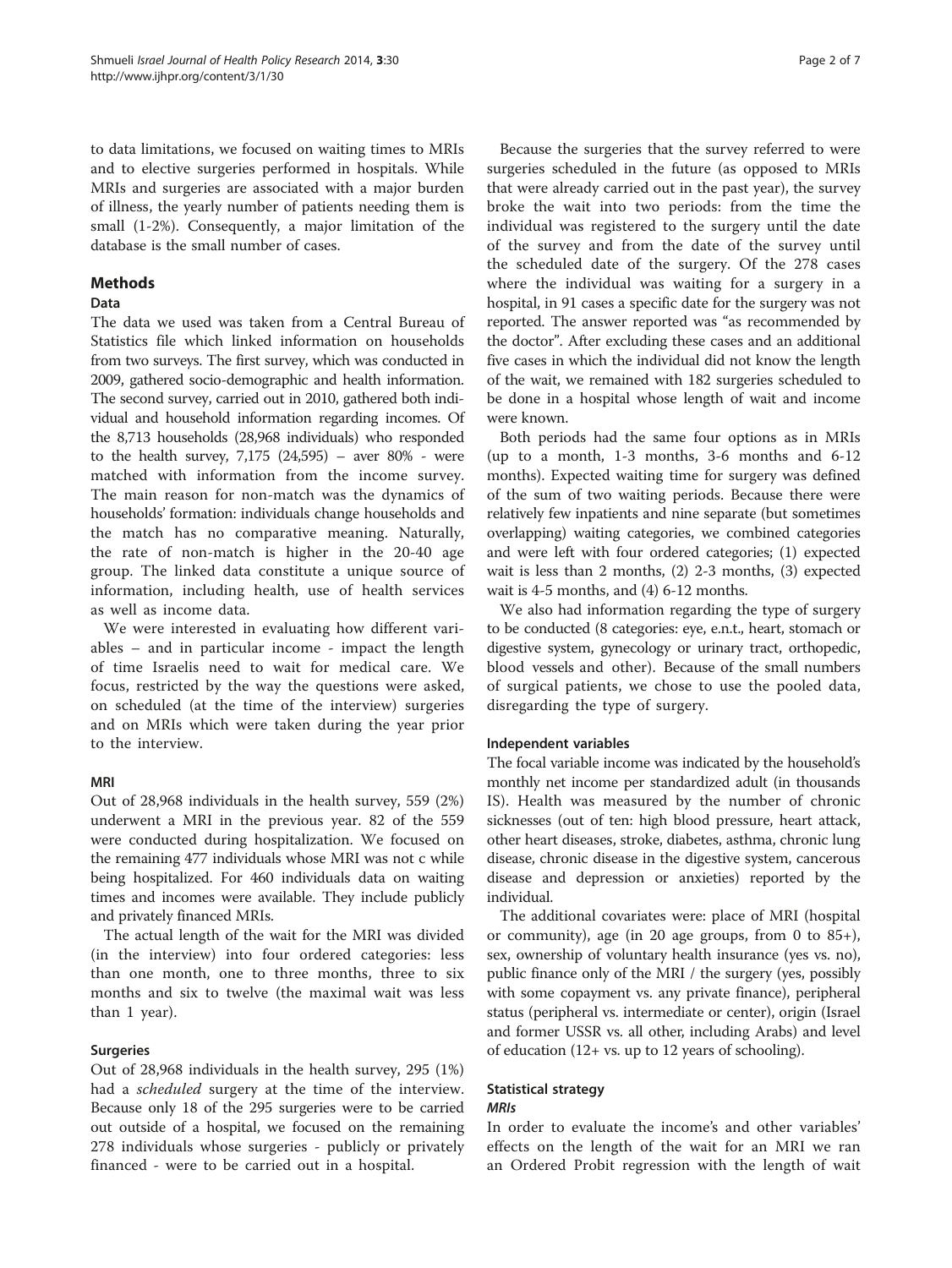to data limitations, we focused on waiting times to MRIs and to elective surgeries performed in hospitals. While MRIs and surgeries are associated with a major burden of illness, the yearly number of patients needing them is small (1-2%). Consequently, a major limitation of the database is the small number of cases.

## Methods

### Data

The data we used was taken from a Central Bureau of Statistics file which linked information on households from two surveys. The first survey, which was conducted in 2009, gathered socio-demographic and health information. The second survey, carried out in 2010, gathered both individual and household information regarding incomes. Of the 8,713 households (28,968 individuals) who responded to the health survey, 7,175 (24,595) – aver 80% - were matched with information from the income survey. The main reason for non-match was the dynamics of households' formation: individuals change households and the match has no comparative meaning. Naturally, the rate of non-match is higher in the 20-40 age group. The linked data constitute a unique source of information, including health, use of health services as well as income data.

We were interested in evaluating how different variables – and in particular income - impact the length of time Israelis need to wait for medical care. We focus, restricted by the way the questions were asked, on scheduled (at the time of the interview) surgeries and on MRIs which were taken during the year prior to the interview.

### MRI

Out of 28,968 individuals in the health survey, 559 (2%) underwent a MRI in the previous year. 82 of the 559 were conducted during hospitalization. We focused on the remaining 477 individuals whose MRI was not c while being hospitalized. For 460 individuals data on waiting times and incomes were available. They include publicly and privately financed MRIs.

The actual length of the wait for the MRI was divided (in the interview) into four ordered categories: less than one month, one to three months, three to six months and six to twelve (the maximal wait was less than 1 year).

### Surgeries

Out of 28,968 individuals in the health survey, 295 (1%) had a *scheduled* surgery at the time of the interview. Because only 18 of the 295 surgeries were to be carried out outside of a hospital, we focused on the remaining 278 individuals whose surgeries - publicly or privately financed - were to be carried out in a hospital.

Because the surgeries that the survey referred to were surgeries scheduled in the future (as opposed to MRIs that were already carried out in the past year), the survey broke the wait into two periods: from the time the individual was registered to the surgery until the date of the survey and from the date of the survey until the scheduled date of the surgery. Of the 278 cases where the individual was waiting for a surgery in a hospital, in 91 cases a specific date for the surgery was not reported. The answer reported was "as recommended by the doctor". After excluding these cases and an additional five cases in which the individual did not know the length of the wait, we remained with 182 surgeries scheduled to be done in a hospital whose length of wait and income were known.

Both periods had the same four options as in MRIs (up to a month, 1-3 months, 3-6 months and 6-12 months). Expected waiting time for surgery was defined of the sum of two waiting periods. Because there were relatively few inpatients and nine separate (but sometimes overlapping) waiting categories, we combined categories and were left with four ordered categories; (1) expected wait is less than 2 months, (2) 2-3 months, (3) expected wait is 4-5 months, and (4) 6-12 months.

We also had information regarding the type of surgery to be conducted (8 categories: eye, e.n.t., heart, stomach or digestive system, gynecology or urinary tract, orthopedic, blood vessels and other). Because of the small numbers of surgical patients, we chose to use the pooled data, disregarding the type of surgery.

### Independent variables

The focal variable income was indicated by the household's monthly net income per standardized adult (in thousands IS). Health was measured by the number of chronic sicknesses (out of ten: high blood pressure, heart attack, other heart diseases, stroke, diabetes, asthma, chronic lung disease, chronic disease in the digestive system, cancerous disease and depression or anxieties) reported by the individual.

The additional covariates were: place of MRI (hospital or community), age (in 20 age groups, from 0 to 85+), sex, ownership of voluntary health insurance (yes vs. no), public finance only of the MRI / the surgery (yes, possibly with some copayment vs. any private finance), peripheral status (peripheral vs. intermediate or center), origin (Israel and former USSR vs. all other, including Arabs) and level of education (12+ vs. up to 12 years of schooling).

### Statistical strategy

#### *MRIs*

In order to evaluate the income's and other variables' effects on the length of the wait for an MRI we ran an Ordered Probit regression with the length of wait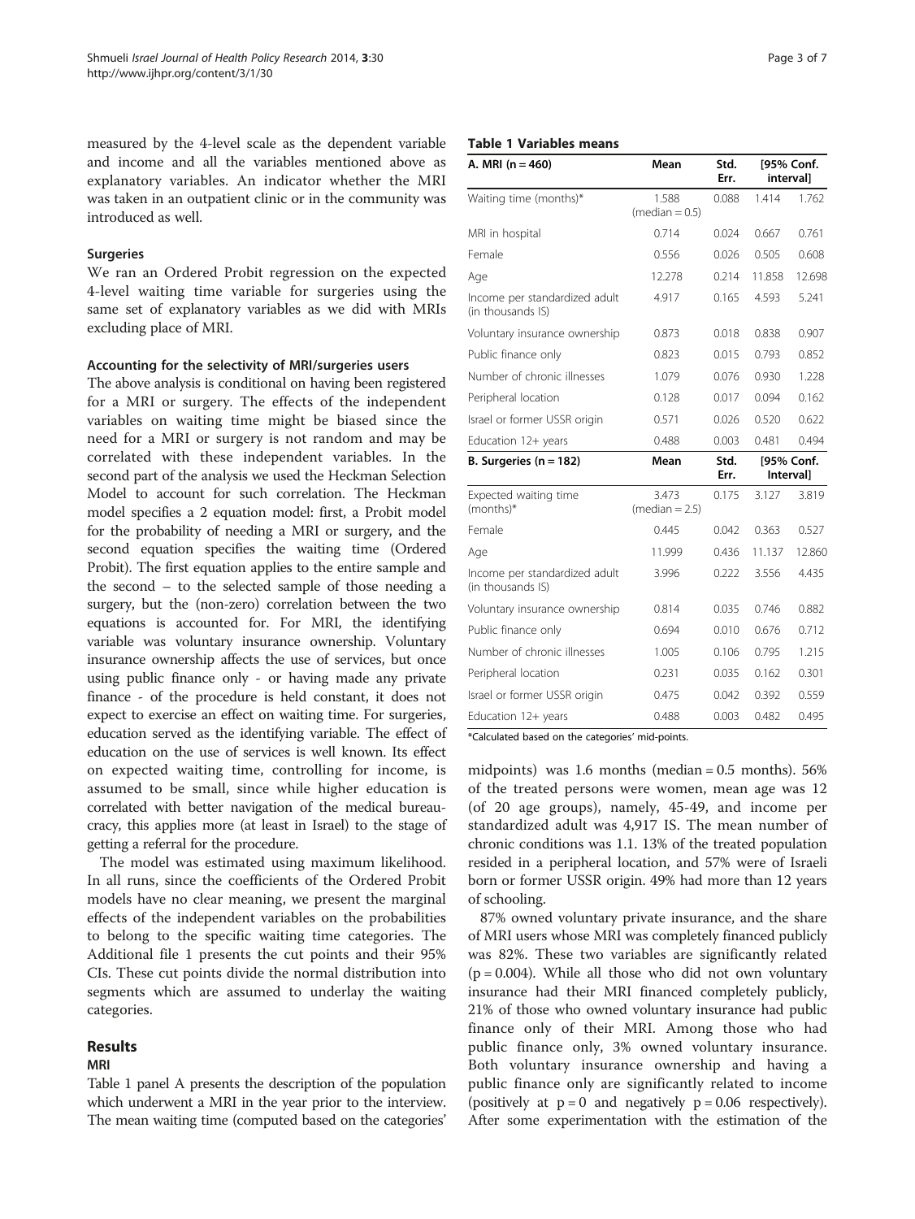measured by the 4-level scale as the dependent variable and income and all the variables mentioned above as explanatory variables. An indicator whether the MRI was taken in an outpatient clinic or in the community was introduced as well.

### Surgeries

We ran an Ordered Probit regression on the expected 4-level waiting time variable for surgeries using the same set of explanatory variables as we did with MRIs excluding place of MRI.

#### Accounting for the selectivity of MRI/surgeries users

The above analysis is conditional on having been registered for a MRI or surgery. The effects of the independent variables on waiting time might be biased since the need for a MRI or surgery is not random and may be correlated with these independent variables. In the second part of the analysis we used the Heckman Selection Model to account for such correlation. The Heckman model specifies a 2 equation model: first, a Probit model for the probability of needing a MRI or surgery, and the second equation specifies the waiting time (Ordered Probit). The first equation applies to the entire sample and the second – to the selected sample of those needing a surgery, but the (non-zero) correlation between the two equations is accounted for. For MRI, the identifying variable was voluntary insurance ownership. Voluntary insurance ownership affects the use of services, but once using public finance only - or having made any private finance - of the procedure is held constant, it does not expect to exercise an effect on waiting time. For surgeries, education served as the identifying variable. The effect of education on the use of services is well known. Its effect on expected waiting time, controlling for income, is assumed to be small, since while higher education is correlated with better navigation of the medical bureaucracy, this applies more (at least in Israel) to the stage of getting a referral for the procedure.

The model was estimated using maximum likelihood. In all runs, since the coefficients of the Ordered Probit models have no clear meaning, we present the marginal effects of the independent variables on the probabilities to belong to the specific waiting time categories. The Additional file 1 presents the cut points and their 95% CIs. These cut points divide the normal distribution into segments which are assumed to underlay the waiting categories.

## Results

### MRI

Table 1 panel A presents the description of the population which underwent a MRI in the year prior to the interview. The mean waiting time (computed based on the categories' midpoints) was 1.6 months (median = 0.5 months). 56% of the treated persons were women, mean age was 12 (of 20 age groups), namely, 45-49, and income per standardized adult was 4,917 IS. The mean number of chronic conditions was 1.1. 13% of the treated population resided in a peripheral location, and 57% were of Israeli born or former USSR origin. 49% had more than 12 years of schooling.

87% owned voluntary private insurance, and the share of MRI users whose MRI was completely financed publicly was 82%. These two variables are significantly related ($p = 0.004$). While all those who did not own voluntary insurance had their MRI financed completely publicly, 21% of those who owned voluntary insurance had public finance only of their MRI. Among those who had public finance only, 3% owned voluntary insurance. Both voluntary insurance ownership and having a public finance only are significantly related to income (positively at $p = 0$ and negatively $p = 0.06$ respectively). After some experimentation with the estimation of the

**Table 1 Variables means**

| A. MRI (n = 460) | Mean | Std. Err. | [95% Conf. interval] | |
|---|---|---|---|---|
| Waiting time (months)* | 1.588 (median = 0.5) | 0.088 | 1.414 | 1.762 |
| MRI in hospital | 0.714 | 0.024 | 0.667 | 0.761 |
| Female | 0.556 | 0.026 | 0.505 | 0.608 |
| Age | 12.278 | 0.214 | 11.858 | 12.698 |
| Income per standardized adult (in thousands IS) | 4.917 | 0.165 | 4.593 | 5.241 |
| Voluntary insurance ownership | 0.873 | 0.018 | 0.838 | 0.907 |
| Public finance only | 0.823 | 0.015 | 0.793 | 0.852 |
| Number of chronic illnesses | 1.079 | 0.076 | 0.930 | 1.228 |
| Peripheral location | 0.128 | 0.017 | 0.094 | 0.162 |
| Israel or former USSR origin | 0.571 | 0.026 | 0.520 | 0.622 |
| Education 12+ years | 0.488 | 0.003 | 0.481 | 0.494 |
| **B. Surgeries (n = 182)** | **Mean** | **Std. Err.** | **[95% Conf. Interval]** | |
| Expected waiting time (months)* | 3.473 (median = 2.5) | 0.175 | 3.127 | 3.819 |
| Female | 0.445 | 0.042 | 0.363 | 0.527 |
| Age | 11.999 | 0.436 | 11.137 | 12.860 |
| Income per standardized adult (in thousands IS) | 3.996 | 0.222 | 3.556 | 4.435 |
| Voluntary insurance ownership | 0.814 | 0.035 | 0.746 | 0.882 |
| Public finance only | 0.694 | 0.010 | 0.676 | 0.712 |
| Number of chronic illnesses | 1.005 | 0.106 | 0.795 | 1.215 |
| Peripheral location | 0.231 | 0.035 | 0.162 | 0.301 |
| Israel or former USSR origin | 0.475 | 0.042 | 0.392 | 0.559 |
| Education 12+ years | 0.488 | 0.003 | 0.482 | 0.495 |

*Calculated based on the categories' mid-points.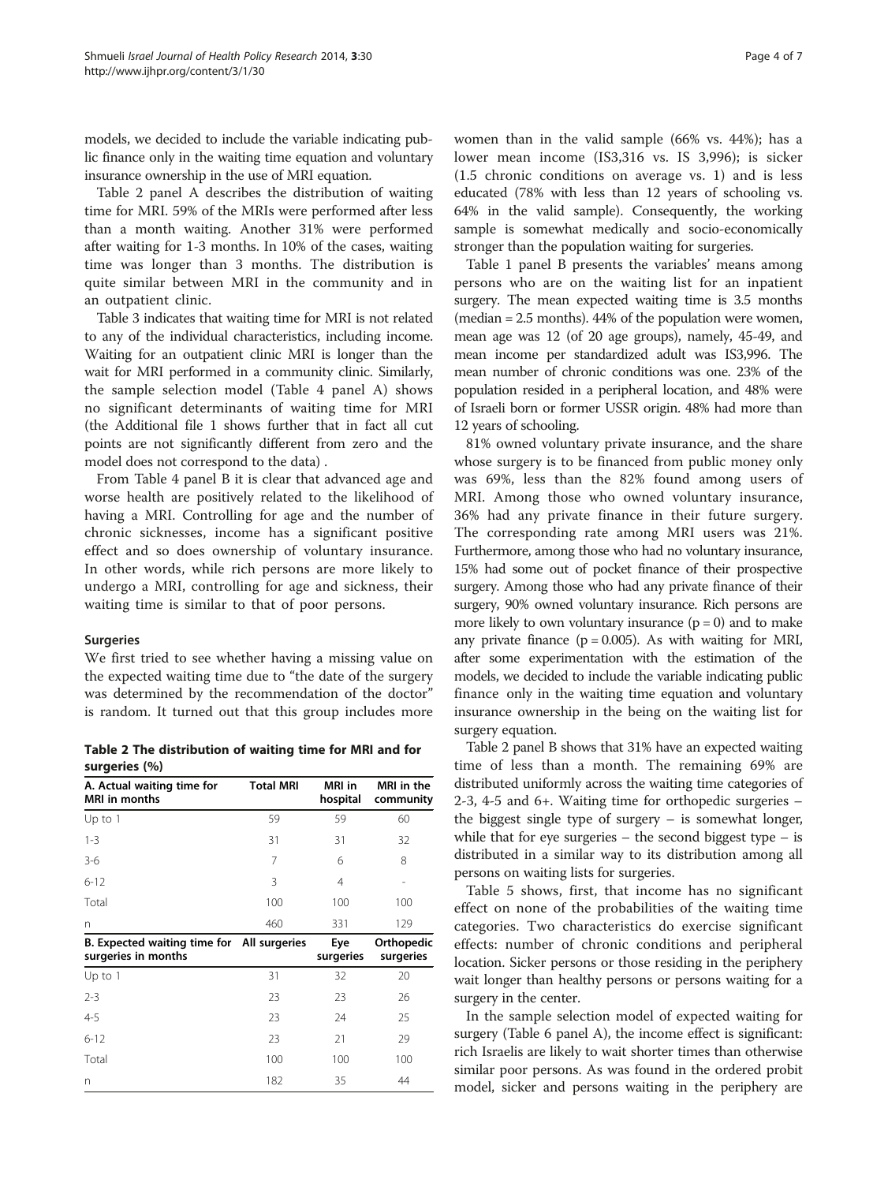models, we decided to include the variable indicating public finance only in the waiting time equation and voluntary insurance ownership in the use of MRI equation.

Table 2 panel A describes the distribution of waiting time for MRI. 59% of the MRIs were performed after less than a month waiting. Another 31% were performed after waiting for 1-3 months. In 10% of the cases, waiting time was longer than 3 months. The distribution is quite similar between MRI in the community and in an outpatient clinic.

Table 3 indicates that waiting time for MRI is not related to any of the individual characteristics, including income. Waiting for an outpatient clinic MRI is longer than the wait for MRI performed in a community clinic. Similarly, the sample selection model (Table 4 panel A) shows no significant determinants of waiting time for MRI (the Additional file 1 shows further that in fact all cut points are not significantly different from zero and the model does not correspond to the data) .

From Table 4 panel B it is clear that advanced age and worse health are positively related to the likelihood of having a MRI. Controlling for age and the number of chronic sicknesses, income has a significant positive effect and so does ownership of voluntary insurance. In other words, while rich persons are more likely to undergo a MRI, controlling for age and sickness, their waiting time is similar to that of poor persons.

### Surgeries

We first tried to see whether having a missing value on the expected waiting time due to "the date of the surgery was determined by the recommendation of the doctor" is random. It turned out that this group includes more women than in the valid sample (66% vs. 44%); has a lower mean income (IS3,316 vs. IS 3,996); is sicker (1.5 chronic conditions on average vs. 1) and is less educated (78% with less than 12 years of schooling vs. 64% in the valid sample). Consequently, the working sample is somewhat medically and socio-economically stronger than the population waiting for surgeries.

Table 1 panel B presents the variables' means among persons who are on the waiting list for an inpatient surgery. The mean expected waiting time is 3.5 months (median = 2.5 months). 44% of the population were women, mean age was 12 (of 20 age groups), namely, 45-49, and mean income per standardized adult was IS3,996. The mean number of chronic conditions was one. 23% of the population resided in a peripheral location, and 48% were of Israeli born or former USSR origin. 48% had more than 12 years of schooling.

81% owned voluntary private insurance, and the share whose surgery is to be financed from public money only was 69%, less than the 82% found among users of MRI. Among those who owned voluntary insurance, 36% had any private finance in their future surgery. The corresponding rate among MRI users was 21%. Furthermore, among those who had no voluntary insurance, 15% had some out of pocket finance of their prospective surgery. Among those who had any private finance of their surgery, 90% owned voluntary insurance. Rich persons are more likely to own voluntary insurance ($p = 0$) and to make any private finance ($p = 0.005$). As with waiting for MRI, after some experimentation with the estimation of the models, we decided to include the variable indicating public finance only in the waiting time equation and voluntary insurance ownership in the being on the waiting list for surgery equation.

Table 2 panel B shows that 31% have an expected waiting time of less than a month. The remaining 69% are distributed uniformly across the waiting time categories of 2-3, 4-5 and 6+. Waiting time for orthopedic surgeries – the biggest single type of surgery – is somewhat longer, while that for eye surgeries – the second biggest type – is distributed in a similar way to its distribution among all persons on waiting lists for surgeries.

Table 5 shows, first, that income has no significant effect on none of the probabilities of the waiting time categories. Two characteristics do exercise significant effects: number of chronic conditions and peripheral location. Sicker persons or those residing in the periphery wait longer than healthy persons or persons waiting for a surgery in the center.

In the sample selection model of expected waiting for surgery (Table 6 panel A), the income effect is significant: rich Israelis are likely to wait shorter times than otherwise similar poor persons. As was found in the ordered probit model, sicker and persons waiting in the periphery are

**Table 2 The distribution of waiting time for MRI and for surgeries (%)**

| A. Actual waiting time for MRI in months | Total MRI | MRI in hospital | MRI in the community |
|---|---|---|---|
| Up to 1 | 59 | 59 | 60 |
| 1-3 | 31 | 31 | 32 |
| 3-6 | 7 | 6 | 8 |
| 6-12 | 3 | 4 | - |
| Total | 100 | 100 | 100 |
| n | 460 | 331 | 129 |
| **B. Expected waiting time for surgeries in months** | **All surgeries** | **Eye surgeries** | **Orthopedic surgeries** |
| Up to 1 | 31 | 32 | 20 |
| 2-3 | 23 | 23 | 26 |
| 4-5 | 23 | 24 | 25 |
| 6-12 | 23 | 21 | 29 |
| Total | 100 | 100 | 100 |
| n | 182 | 35 | 44 |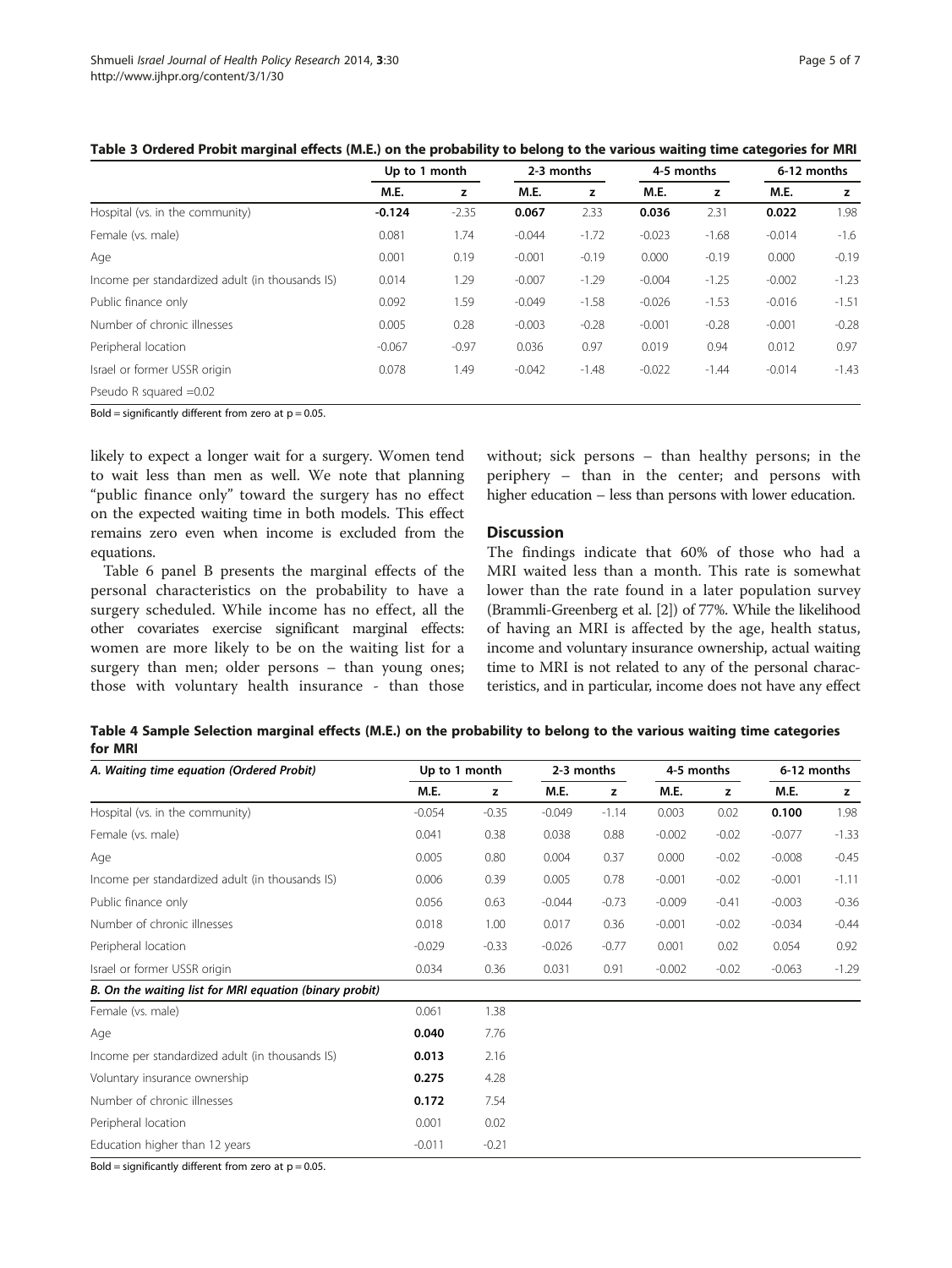**Table 3 Ordered Probit marginal effects (M.E.) on the probability to belong to the various waiting time categories for MRI**

| | Up to 1 month | | 2-3 months | | 4-5 months | | 6-12 months | |
|---|---|---|---|---|---|---|---|---|
| | M.E. | z | M.E. | z | M.E. | z | M.E. | z |
| Hospital (vs. in the community) | **-0.124** | -2.35 | **0.067** | 2.33 | **0.036** | 2.31 | **0.022** | 1.98 |
| Female (vs. male) | 0.081 | 1.74 | -0.044 | -1.72 | -0.023 | -1.68 | -0.014 | -1.6 |
| Age | 0.001 | 0.19 | -0.001 | -0.19 | 0.000 | -0.19 | 0.000 | -0.19 |
| Income per standardized adult (in thousands IS) | 0.014 | 1.29 | -0.007 | -1.29 | -0.004 | -1.25 | -0.002 | -1.23 |
| Public finance only | 0.092 | 1.59 | -0.049 | -1.58 | -0.026 | -1.53 | -0.016 | -1.51 |
| Number of chronic illnesses | 0.005 | 0.28 | -0.003 | -0.28 | -0.001 | -0.28 | -0.001 | -0.28 |
| Peripheral location | -0.067 | -0.97 | 0.036 | 0.97 | 0.019 | 0.94 | 0.012 | 0.97 |
| Israel or former USSR origin | 0.078 | 1.49 | -0.042 | -1.48 | -0.022 | -1.44 | -0.014 | -1.43 |
| Pseudo R squared =0.02 | | | | | | | | |

Bold = significantly different from zero at p = 0.05.

likely to expect a longer wait for a surgery. Women tend to wait less than men as well. We note that planning "public finance only" toward the surgery has no effect on the expected waiting time in both models. This effect remains zero even when income is excluded from the equations.

Table 6 panel B presents the marginal effects of the personal characteristics on the probability to have a surgery scheduled. While income has no effect, all the other covariates exercise significant marginal effects: women are more likely to be on the waiting list for a surgery than men; older persons – than young ones; those with voluntary health insurance - than those without; sick persons – than healthy persons; in the periphery – than in the center; and persons with higher education – less than persons with lower education.

## Discussion

The findings indicate that 60% of those who had a MRI waited less than a month. This rate is somewhat lower than the rate found in a later population survey (Brammli-Greenberg et al. [2]) of 77%. While the likelihood of having an MRI is affected by the age, health status, income and voluntary insurance ownership, actual waiting time to MRI is not related to any of the personal characteristics, and in particular, income does not have any effect

**Table 4 Sample Selection marginal effects (M.E.) on the probability to belong to the various waiting time categories for MRI**

| *A. Waiting time equation (Ordered Probit)* | Up to 1 month | | 2-3 months | | 4-5 months | | 6-12 months | |
|---|---|---|---|---|---|---|---|---|
| | M.E. | z | M.E. | z | M.E. | z | M.E. | z |
| Hospital (vs. in the community) | -0.054 | -0.35 | -0.049 | -1.14 | 0.003 | 0.02 | **0.100** | 1.98 |
| Female (vs. male) | 0.041 | 0.38 | 0.038 | 0.88 | -0.002 | -0.02 | -0.077 | -1.33 |
| Age | 0.005 | 0.80 | 0.004 | 0.37 | 0.000 | -0.02 | -0.008 | -0.45 |
| Income per standardized adult (in thousands IS) | 0.006 | 0.39 | 0.005 | 0.78 | -0.001 | -0.02 | -0.001 | -1.11 |
| Public finance only | 0.056 | 0.63 | -0.044 | -0.73 | -0.009 | -0.41 | -0.003 | -0.36 |
| Number of chronic illnesses | 0.018 | 1.00 | 0.017 | 0.36 | -0.001 | -0.02 | -0.034 | -0.44 |
| Peripheral location | -0.029 | -0.33 | -0.026 | -0.77 | 0.001 | 0.02 | 0.054 | 0.92 |
| Israel or former USSR origin | 0.034 | 0.36 | 0.031 | 0.91 | -0.002 | -0.02 | -0.063 | -1.29 |
| ***B. On the waiting list for MRI equation (binary probit)*** | | | | | | | | |
| Female (vs. male) | 0.061 | 1.38 | | | | | | |
| Age | **0.040** | 7.76 | | | | | | |
| Income per standardized adult (in thousands IS) | **0.013** | 2.16 | | | | | | |
| Voluntary insurance ownership | **0.275** | 4.28 | | | | | | |
| Number of chronic illnesses | **0.172** | 7.54 | | | | | | |
| Peripheral location | 0.001 | 0.02 | | | | | | |
| Education higher than 12 years | -0.011 | -0.21 | | | | | | |

Bold = significantly different from zero at p = 0.05.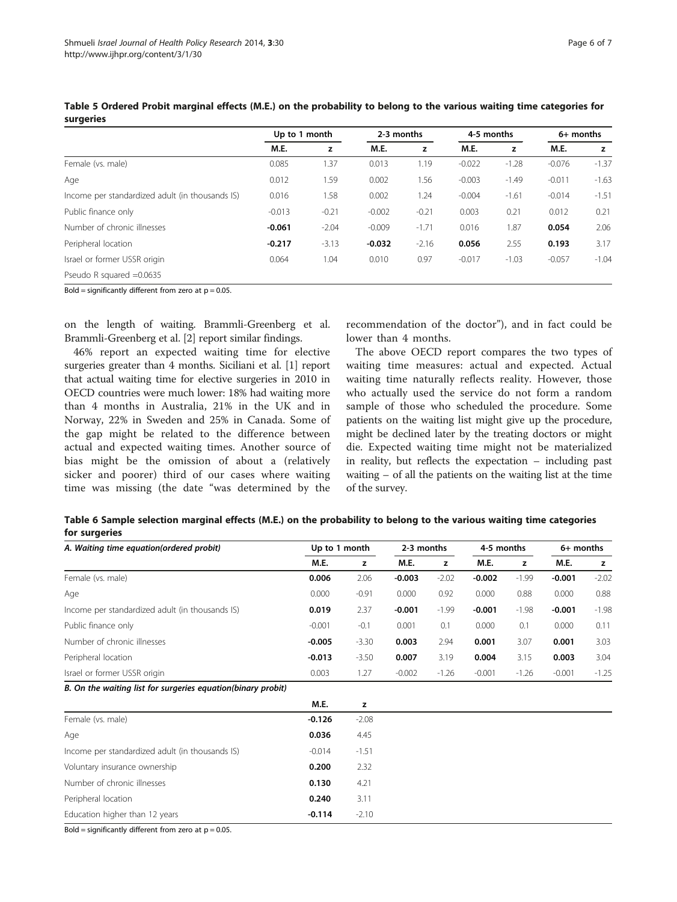**Table 5 Ordered Probit marginal effects (M.E.) on the probability to belong to the various waiting time categories for surgeries**

| | Up to 1 month | | 2-3 months | | 4-5 months | | 6+ months | |
|---|---|---|---|---|---|---|---|---|
| | M.E. | z | M.E. | z | M.E. | z | M.E. | z |
| Female (vs. male) | 0.085 | 1.37 | 0.013 | 1.19 | -0.022 | -1.28 | -0.076 | -1.37 |
| Age | 0.012 | 1.59 | 0.002 | 1.56 | -0.003 | -1.49 | -0.011 | -1.63 |
| Income per standardized adult (in thousands IS) | 0.016 | 1.58 | 0.002 | 1.24 | -0.004 | -1.61 | -0.014 | -1.51 |
| Public finance only | -0.013 | -0.21 | -0.002 | -0.21 | 0.003 | 0.21 | 0.012 | 0.21 |
| Number of chronic illnesses | **-0.061** | -2.04 | -0.009 | -1.71 | 0.016 | 1.87 | **0.054** | 2.06 |
| Peripheral location | **-0.217** | -3.13 | **-0.032** | -2.16 | **0.056** | 2.55 | **0.193** | 3.17 |
| Israel or former USSR origin | 0.064 | 1.04 | 0.010 | 0.97 | -0.017 | -1.03 | -0.057 | -1.04 |
| Pseudo R squared =0.0635 | | | | | | | | |

Bold = significantly different from zero at p = 0.05.

on the length of waiting. Brammli-Greenberg et al. Brammli-Greenberg et al. [2] report similar findings.

46% report an expected waiting time for elective surgeries greater than 4 months. Siciliani et al. [1] report that actual waiting time for elective surgeries in 2010 in OECD countries were much lower: 18% had waiting more than 4 months in Australia, 21% in the UK and in Norway, 22% in Sweden and 25% in Canada. Some of the gap might be related to the difference between actual and expected waiting times. Another source of bias might be the omission of about a (relatively sicker and poorer) third of our cases where waiting time was missing (the date "was determined by the recommendation of the doctor"), and in fact could be lower than 4 months.

The above OECD report compares the two types of waiting time measures: actual and expected. Actual waiting time naturally reflects reality. However, those who actually used the service do not form a random sample of those who scheduled the procedure. Some patients on the waiting list might give up the procedure, might be declined later by the treating doctors or might die. Expected waiting time might not be materialized in reality, but reflects the expectation – including past waiting – of all the patients on the waiting list at the time of the survey.

**Table 6 Sample selection marginal effects (M.E.) on the probability to belong to the various waiting time categories for surgeries**

| *A. Waiting time equation(ordered probit)* | Up to 1 month | | 2-3 months | | 4-5 months | | 6+ months | |
|---|---|---|---|---|---|---|---|---|
| | M.E. | z | M.E. | z | M.E. | z | M.E. | z |
| Female (vs. male) | **0.006** | 2.06 | **-0.003** | -2.02 | **-0.002** | -1.99 | **-0.001** | -2.02 |
| Age | 0.000 | -0.91 | 0.000 | 0.92 | 0.000 | 0.88 | 0.000 | 0.88 |
| Income per standardized adult (in thousands IS) | **0.019** | 2.37 | **-0.001** | -1.99 | **-0.001** | -1.98 | **-0.001** | -1.98 |
| Public finance only | -0.001 | -0.1 | 0.001 | 0.1 | 0.000 | 0.1 | 0.000 | 0.11 |
| Number of chronic illnesses | **-0.005** | -3.30 | **0.003** | 2.94 | **0.001** | 3.07 | **0.001** | 3.03 |
| Peripheral location | **-0.013** | -3.50 | **0.007** | 3.19 | **0.004** | 3.15 | **0.003** | 3.04 |
| Israel or former USSR origin | 0.003 | 1.27 | -0.002 | -1.26 | -0.001 | -1.26 | -0.001 | -1.25 |
| ***B. On the waiting list for surgeries equation(binary probit)*** | | | | | | | | |
| | M.E. | z | | | | | | |
| Female (vs. male) | **-0.126** | -2.08 | | | | | | |
| Age | **0.036** | 4.45 | | | | | | |
| Income per standardized adult (in thousands IS) | -0.014 | -1.51 | | | | | | |
| Voluntary insurance ownership | **0.200** | 2.32 | | | | | | |
| Number of chronic illnesses | **0.130** | 4.21 | | | | | | |
| Peripheral location | **0.240** | 3.11 | | | | | | |
| Education higher than 12 years | **-0.114** | -2.10 | | | | | | |

Bold = significantly different from zero at p = 0.05.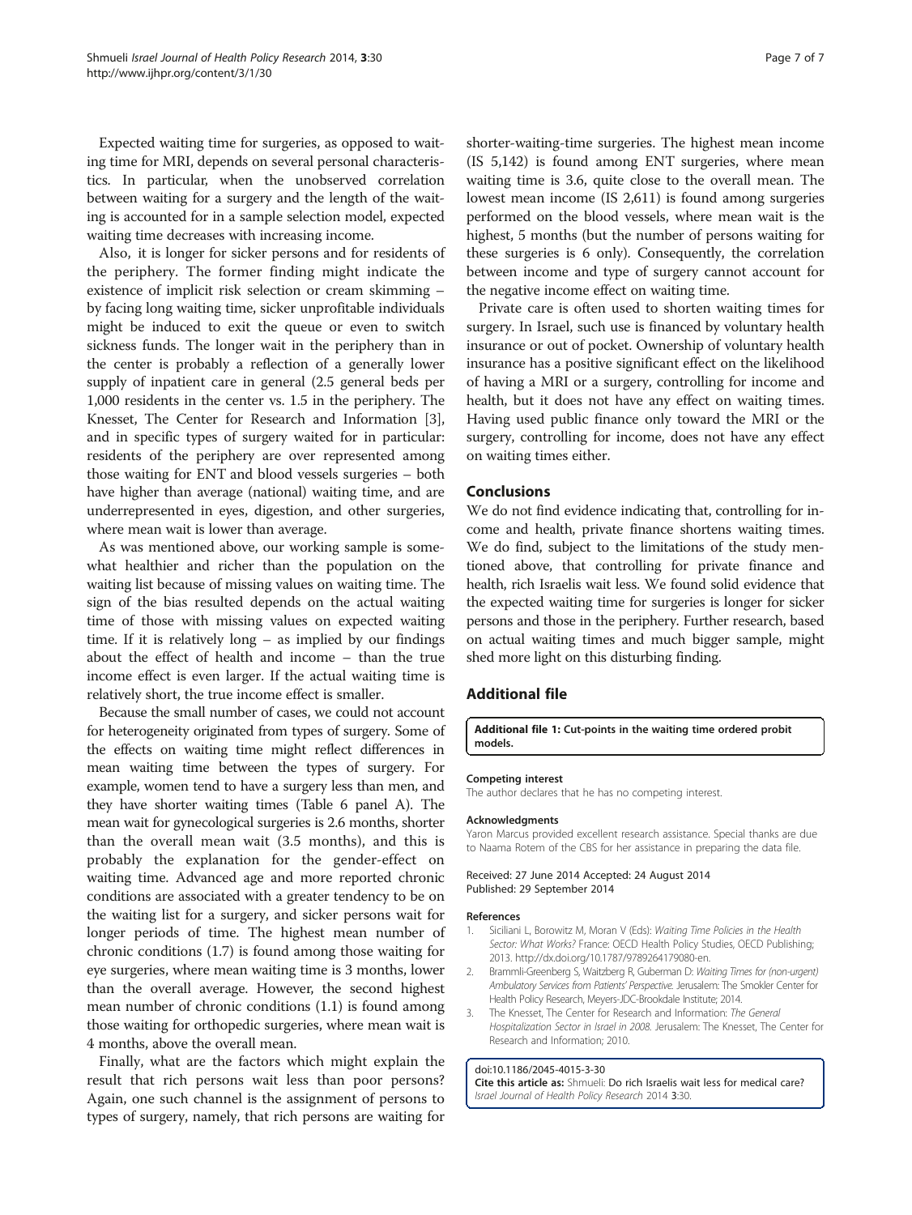Expected waiting time for surgeries, as opposed to waiting time for MRI, depends on several personal characteristics. In particular, when the unobserved correlation between waiting for a surgery and the length of the waiting is accounted for in a sample selection model, expected waiting time decreases with increasing income.

Also, it is longer for sicker persons and for residents of the periphery. The former finding might indicate the existence of implicit risk selection or cream skimming – by facing long waiting time, sicker unprofitable individuals might be induced to exit the queue or even to switch sickness funds. The longer wait in the periphery than in the center is probably a reflection of a generally lower supply of inpatient care in general (2.5 general beds per 1,000 residents in the center vs. 1.5 in the periphery. The Knesset, The Center for Research and Information [3], and in specific types of surgery waited for in particular: residents of the periphery are over represented among those waiting for ENT and blood vessels surgeries – both have higher than average (national) waiting time, and are underrepresented in eyes, digestion, and other surgeries, where mean wait is lower than average.

As was mentioned above, our working sample is somewhat healthier and richer than the population on the waiting list because of missing values on waiting time. The sign of the bias resulted depends on the actual waiting time of those with missing values on expected waiting time. If it is relatively long – as implied by our findings about the effect of health and income – than the true income effect is even larger. If the actual waiting time is relatively short, the true income effect is smaller.

Because the small number of cases, we could not account for heterogeneity originated from types of surgery. Some of the effects on waiting time might reflect differences in mean waiting time between the types of surgery. For example, women tend to have a surgery less than men, and they have shorter waiting times (Table 6 panel A). The mean wait for gynecological surgeries is 2.6 months, shorter than the overall mean wait (3.5 months), and this is probably the explanation for the gender-effect on waiting time. Advanced age and more reported chronic conditions are associated with a greater tendency to be on the waiting list for a surgery, and sicker persons wait for longer periods of time. The highest mean number of chronic conditions (1.7) is found among those waiting for eye surgeries, where mean waiting time is 3 months, lower than the overall average. However, the second highest mean number of chronic conditions (1.1) is found among those waiting for orthopedic surgeries, where mean wait is 4 months, above the overall mean.

Finally, what are the factors which might explain the result that rich persons wait less than poor persons? Again, one such channel is the assignment of persons to types of surgery, namely, that rich persons are waiting for shorter-waiting-time surgeries. The highest mean income (IS 5,142) is found among ENT surgeries, where mean waiting time is 3.6, quite close to the overall mean. The lowest mean income (IS 2,611) is found among surgeries performed on the blood vessels, where mean wait is the highest, 5 months (but the number of persons waiting for these surgeries is 6 only). Consequently, the correlation between income and type of surgery cannot account for the negative income effect on waiting time.

Private care is often used to shorten waiting times for surgery. In Israel, such use is financed by voluntary health insurance or out of pocket. Ownership of voluntary health insurance has a positive significant effect on the likelihood of having a MRI or a surgery, controlling for income and health, but it does not have any effect on waiting times. Having used public finance only toward the MRI or the surgery, controlling for income, does not have any effect on waiting times either.

## Conclusions

We do not find evidence indicating that, controlling for income and health, private finance shortens waiting times. We do find, subject to the limitations of the study mentioned above, that controlling for private finance and health, rich Israelis wait less. We found solid evidence that the expected waiting time for surgeries is longer for sicker persons and those in the periphery. Further research, based on actual waiting times and much bigger sample, might shed more light on this disturbing finding.

## Additional file

**Additional file 1: Cut-points in the waiting time ordered probit models.**

#### Competing interest

The author declares that he has no competing interest.

#### Acknowledgments

Yaron Marcus provided excellent research assistance. Special thanks are due to Naama Rotem of the CBS for her assistance in preparing the data file.

Received: 27 June 2014 Accepted: 24 August 2014
Published: 29 September 2014

#### References

1. Siciliani L, Borowitz M, Moran V (Eds): *Waiting Time Policies in the Health Sector: What Works?* France: OECD Health Policy Studies, OECD Publishing; 2013. http://dx.doi.org/10.1787/9789264179080-en.
2. Brammli-Greenberg S, Waitzberg R, Guberman D: *Waiting Times for (non-urgent) Ambulatory Services from Patients' Perspective.* Jerusalem: The Smokler Center for Health Policy Research, Meyers-JDC-Brookdale Institute; 2014.
3. The Knesset, The Center for Research and Information: *The General Hospitalization Sector in Israel in 2008.* Jerusalem: The Knesset, The Center for Research and Information; 2010.

doi:10.1186/2045-4015-3-30
**Cite this article as:** Shmueli: Do rich Israelis wait less for medical care? *Israel Journal of Health Policy Research* 2014 **3**:30.